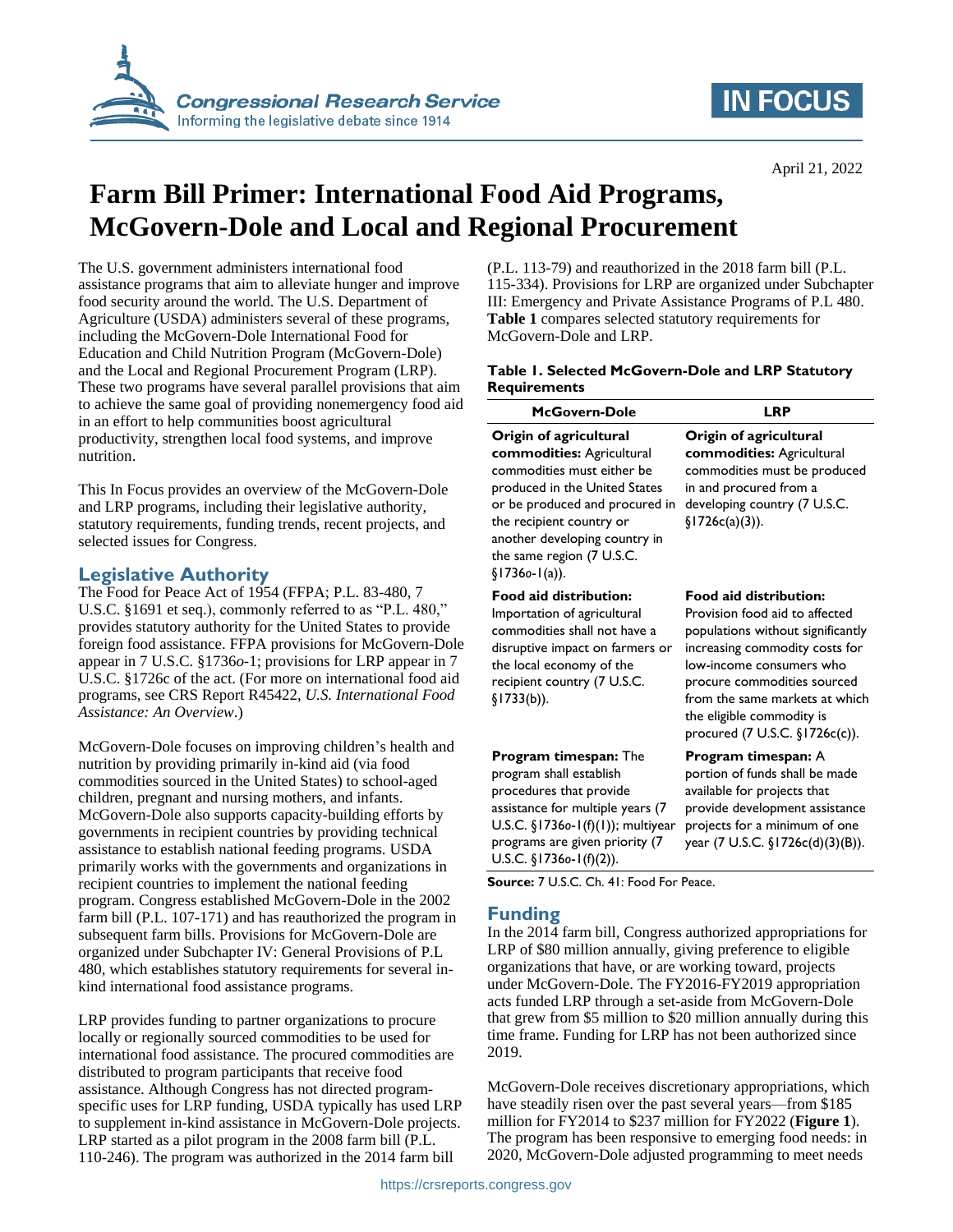April 21, 2022

# Farm Bill Primer: International Food Aid Programs, McGovern-Dole and Local and Regional Procurement

The U.S. government administers international food assistance programs that aim to alleviate hunger and improve food security around the world. The U.S. Department of Agriculture (USDA) administers several of these programs, including the McGovern-Dole International Food for Education and Child Nutrition Program (McGovern-Dole) and the Local and Regional Procurement Program (LRP). These two programs have several parallel provisions that aim to achieve the same goal of providing nonemergency food aid in an effort to help communities boost agricultural productivity, strengthen local food systems, and improve nutrition.

This In Focus provides an overview of the McGovern-Dole and LRP programs, including their legislative authority, statutory requirements, funding trends, recent projects, and selected issues for Congress.

## Legislative Authority

The Food for Peace Act of 1954 (FFPA; P.L. 83-480, 7 U.S.C. §1691 et seq.), commonly referred to as "P.L. 480," provides statutory authority for the United States to provide foreign food assistance. FFPA provisions for McGovern-Dole appear in 7 U.S.C. §1736o-1; provisions for LRP appear in 7 U.S.C. §1726c of the act. (For more on international food aid programs, see CRS Report R45422, *U.S. International Food Assistance: An Overview*.)

McGovern-Dole focuses on improving children's health and nutrition by providing primarily in-kind aid (via food commodities sourced in the United States) to school-aged children, pregnant and nursing mothers, and infants. McGovern-Dole also supports capacity-building efforts by governments in recipient countries by providing technical assistance to establish national feeding programs. USDA primarily works with the governments and organizations in recipient countries to implement the national feeding program. Congress established McGovern-Dole in the 2002 farm bill (P.L. 107-171) and has reauthorized the program in subsequent farm bills. Provisions for McGovern-Dole are organized under Subchapter IV: General Provisions of P.L 480, which establishes statutory requirements for several in-kind international food assistance programs.

LRP provides funding to partner organizations to procure locally or regionally sourced commodities to be used for international food assistance. The procured commodities are distributed to program participants that receive food assistance. Although Congress has not directed program-specific uses for LRP funding, USDA typically has used LRP to supplement in-kind assistance in McGovern-Dole projects. LRP started as a pilot program in the 2008 farm bill (P.L. 110-246). The program was authorized in the 2014 farm bill (P.L. 113-79) and reauthorized in the 2018 farm bill (P.L. 115-334). Provisions for LRP are organized under Subchapter III: Emergency and Private Assistance Programs of P.L 480. **Table 1** compares selected statutory requirements for McGovern-Dole and LRP.

**Table 1. Selected McGovern-Dole and LRP Statutory Requirements**

| McGovern-Dole | LRP |
|---|---|
| **Origin of agricultural commodities:** Agricultural commodities must either be produced in the United States or be produced and procured in the recipient country or another developing country in the same region (7 U.S.C. §1736o-1(a)). | **Origin of agricultural commodities:** Agricultural commodities must be produced in and procured from a developing country (7 U.S.C. §1726c(a)(3)). |
| **Food aid distribution:** Importation of agricultural commodities shall not have a disruptive impact on farmers or the local economy of the recipient country (7 U.S.C. §1733(b)). | **Food aid distribution:** Provision food aid to affected populations without significantly increasing commodity costs for low-income consumers who procure commodities sourced from the same markets at which the eligible commodity is procured (7 U.S.C. §1726c(c)). |
| **Program timespan:** The program shall establish procedures that provide assistance for multiple years (7 U.S.C. §1736o-1(f)(1)); multiyear programs are given priority (7 U.S.C. §1736o-1(f)(2)). | **Program timespan:** A portion of funds shall be made available for projects that provide development assistance projects for a minimum of one year (7 U.S.C. §1726c(d)(3)(B)). |

**Source:** 7 U.S.C. Ch. 41: Food For Peace.

## Funding

In the 2014 farm bill, Congress authorized appropriations for LRP of $80 million annually, giving preference to eligible organizations that have, or are working toward, projects under McGovern-Dole. The FY2016-FY2019 appropriation acts funded LRP through a set-aside from McGovern-Dole that grew from $5 million to $20 million annually during this time frame. Funding for LRP has not been authorized since 2019.

McGovern-Dole receives discretionary appropriations, which have steadily risen over the past several years—from $185 million for FY2014 to $237 million for FY2022 (**Figure 1**). The program has been responsive to emerging food needs: in 2020, McGovern-Dole adjusted programming to meet needs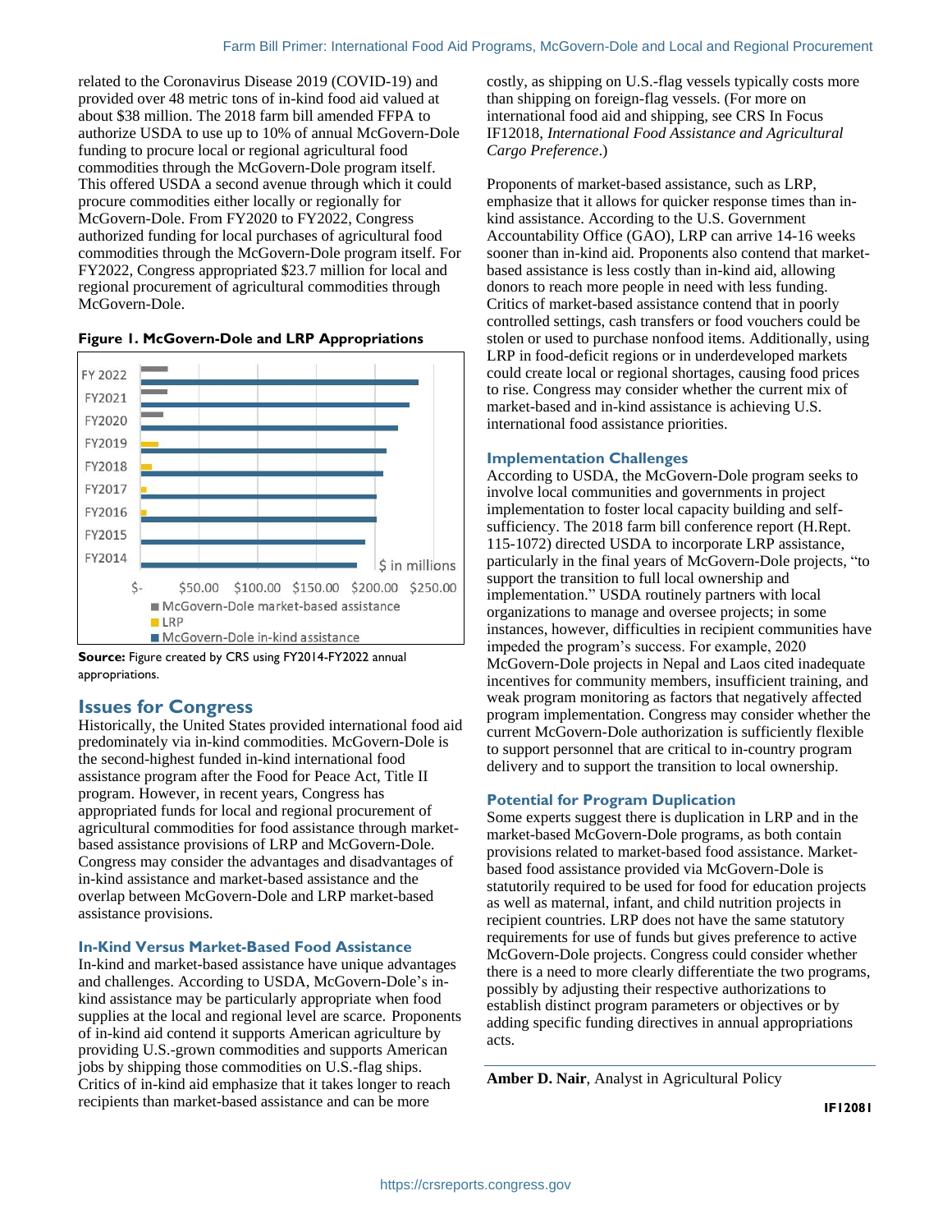related to the Coronavirus Disease 2019 (COVID-19) and provided over 48 metric tons of in-kind food aid valued at about $38 million. The 2018 farm bill amended FFPA to authorize USDA to use up to 10% of annual McGovern-Dole funding to procure local or regional agricultural food commodities through the McGovern-Dole program itself. This offered USDA a second avenue through which it could procure commodities either locally or regionally for McGovern-Dole. From FY2020 to FY2022, Congress authorized funding for local purchases of agricultural food commodities through the McGovern-Dole program itself. For FY2022, Congress appropriated $23.7 million for local and regional procurement of agricultural commodities through McGovern-Dole.

**Figure 1. McGovern-Dole and LRP Appropriations**

**Source:** Figure created by CRS using FY2014-FY2022 annual appropriations.

## Issues for Congress

Historically, the United States provided international food aid predominately via in-kind commodities. McGovern-Dole is the second-highest funded in-kind international food assistance program after the Food for Peace Act, Title II program. However, in recent years, Congress has appropriated funds for local and regional procurement of agricultural commodities for food assistance through market-based assistance provisions of LRP and McGovern-Dole. Congress may consider the advantages and disadvantages of in-kind assistance and market-based assistance and the overlap between McGovern-Dole and LRP market-based assistance provisions.

### In-Kind Versus Market-Based Food Assistance

In-kind and market-based assistance have unique advantages and challenges. According to USDA, McGovern-Dole's in-kind assistance may be particularly appropriate when food supplies at the local and regional level are scarce. Proponents of in-kind aid contend it supports American agriculture by providing U.S.-grown commodities and supports American jobs by shipping those commodities on U.S.-flag ships. Critics of in-kind aid emphasize that it takes longer to reach recipients than market-based assistance and can be more costly, as shipping on U.S.-flag vessels typically costs more than shipping on foreign-flag vessels. (For more on international food aid and shipping, see CRS In Focus IF12018, *International Food Assistance and Agricultural Cargo Preference*.)

Proponents of market-based assistance, such as LRP, emphasize that it allows for quicker response times than in-kind assistance. According to the U.S. Government Accountability Office (GAO), LRP can arrive 14-16 weeks sooner than in-kind aid. Proponents also contend that market-based assistance is less costly than in-kind aid, allowing donors to reach more people in need with less funding. Critics of market-based assistance contend that in poorly controlled settings, cash transfers or food vouchers could be stolen or used to purchase nonfood items. Additionally, using LRP in food-deficit regions or in underdeveloped markets could create local or regional shortages, causing food prices to rise. Congress may consider whether the current mix of market-based and in-kind assistance is achieving U.S. international food assistance priorities.

### Implementation Challenges

According to USDA, the McGovern-Dole program seeks to involve local communities and governments in project implementation to foster local capacity building and self-sufficiency. The 2018 farm bill conference report (H.Rept. 115-1072) directed USDA to incorporate LRP assistance, particularly in the final years of McGovern-Dole projects, "to support the transition to full local ownership and implementation." USDA routinely partners with local organizations to manage and oversee projects; in some instances, however, difficulties in recipient communities have impeded the program's success. For example, 2020 McGovern-Dole projects in Nepal and Laos cited inadequate incentives for community members, insufficient training, and weak program monitoring as factors that negatively affected program implementation. Congress may consider whether the current McGovern-Dole authorization is sufficiently flexible to support personnel that are critical to in-country program delivery and to support the transition to local ownership.

### Potential for Program Duplication

Some experts suggest there is duplication in LRP and in the market-based McGovern-Dole programs, as both contain provisions related to market-based food assistance. Market-based food assistance provided via McGovern-Dole is statutorily required to be used for food for education projects as well as maternal, infant, and child nutrition projects in recipient countries. LRP does not have the same statutory requirements for use of funds but gives preference to active McGovern-Dole projects. Congress could consider whether there is a need to more clearly differentiate the two programs, possibly by adjusting their respective authorizations to establish distinct program parameters or objectives or by adding specific funding directives in annual appropriations acts.

---

**Amber D. Nair**, Analyst in Agricultural Policy

IF12081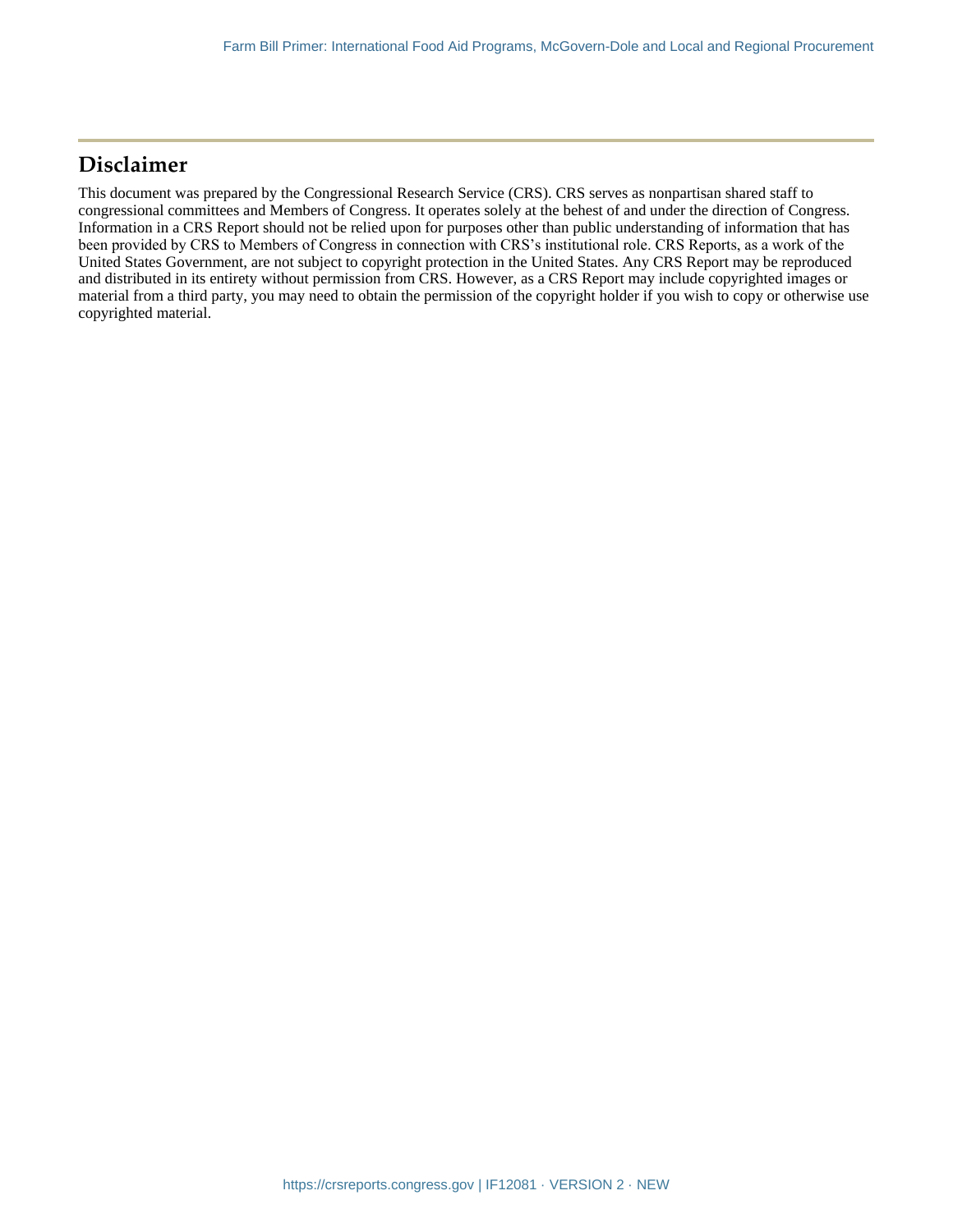## Disclaimer

This document was prepared by the Congressional Research Service (CRS). CRS serves as nonpartisan shared staff to congressional committees and Members of Congress. It operates solely at the behest of and under the direction of Congress. Information in a CRS Report should not be relied upon for purposes other than public understanding of information that has been provided by CRS to Members of Congress in connection with CRS's institutional role. CRS Reports, as a work of the United States Government, are not subject to copyright protection in the United States. Any CRS Report may be reproduced and distributed in its entirety without permission from CRS. However, as a CRS Report may include copyrighted images or material from a third party, you may need to obtain the permission of the copyright holder if you wish to copy or otherwise use copyrighted material.